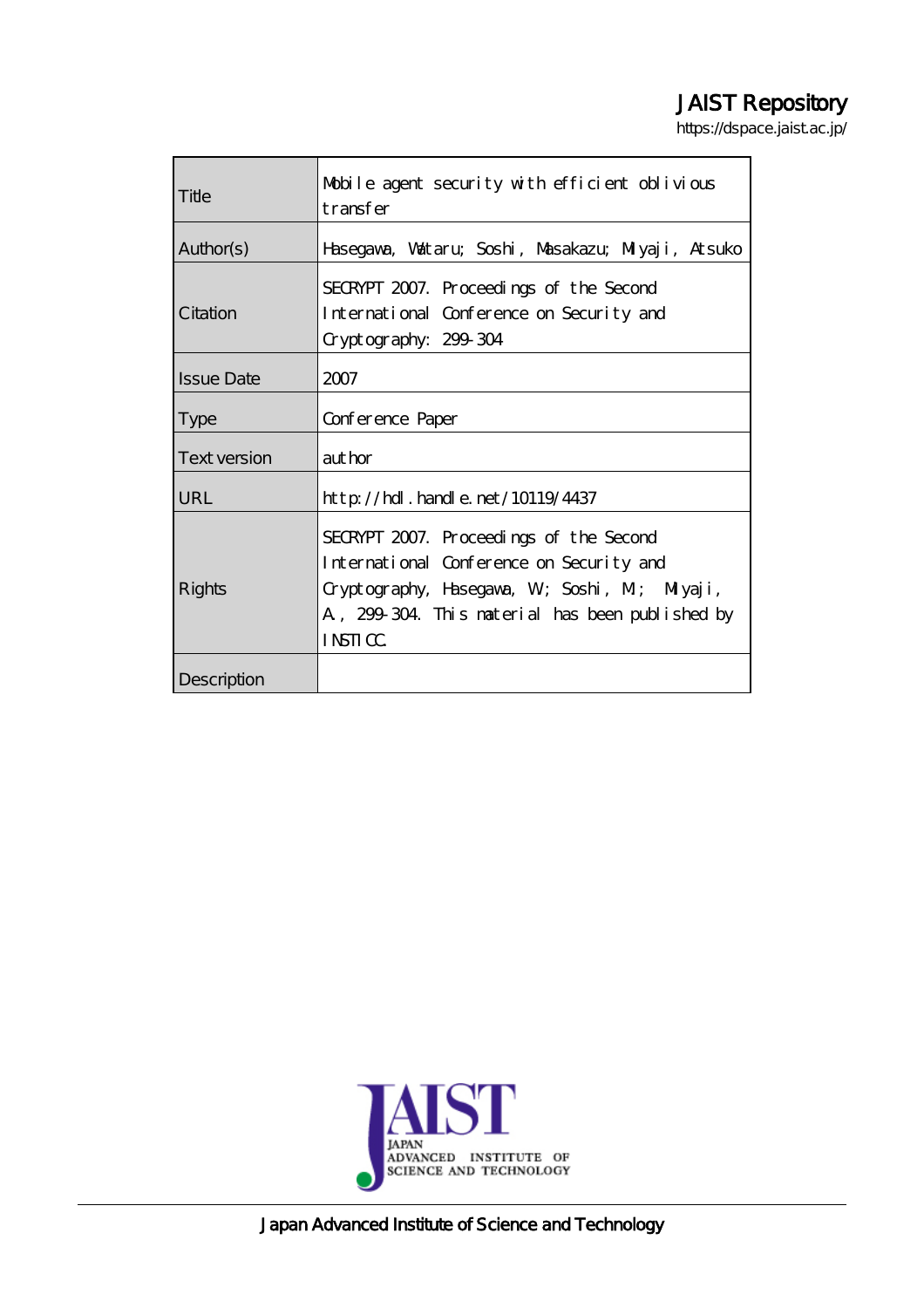# JAIST Repository

https://dspace.jaist.ac.jp/

| | |
|---|---|
| Title | Mobile agent security with efficient oblivious transfer |
| Author(s) | Hasegawa, Wataru; Soshi, Masakazu; Miyaji, Atsuko |
| Citation | SECRYPT 2007. Proceedings of the Second International Conference on Security and Cryptography: 299-304 |
| Issue Date | 2007 |
| Type | Conference Paper |
| Text version | author |
| URL | http://hdl.handle.net/10119/4437 |
| Rights | SECRYPT 2007. Proceedings of the Second International Conference on Security and Cryptography, Hasegawa, W; Soshi, M; Miyaji, A., 299-304. This material has been published by INSTICC. |
| Description | |

Japan Advanced Institute of Science and Technology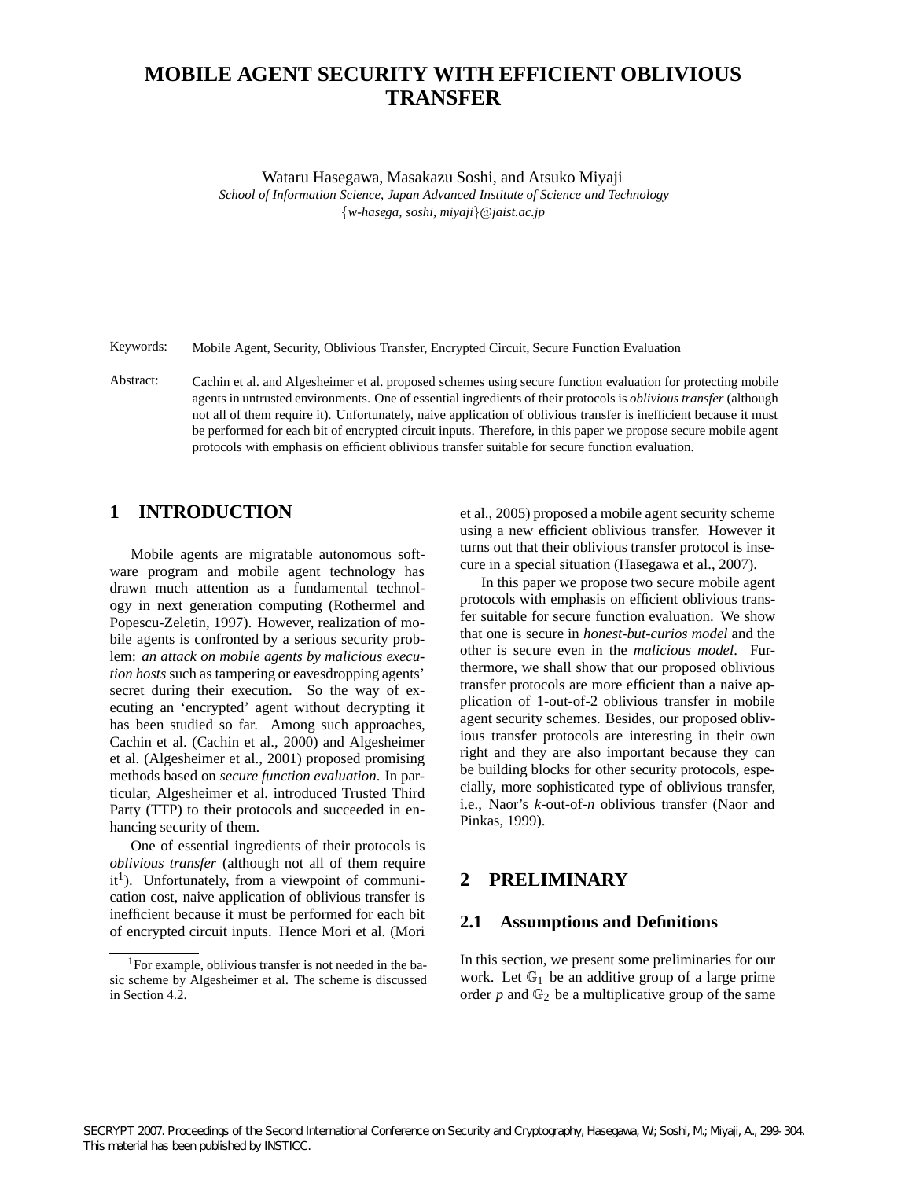# MOBILE AGENT SECURITY WITH EFFICIENT OBLIVIOUS TRANSFER

Wataru Hasegawa, Masakazu Soshi, and Atsuko Miyaji

*School of Information Science, Japan Advanced Institute of Science and Technology*

{*w-hasega, soshi, miyaji*}*@jaist.ac.jp*

Keywords: Mobile Agent, Security, Oblivious Transfer, Encrypted Circuit, Secure Function Evaluation

Abstract: Cachin et al. and Algesheimer et al. proposed schemes using secure function evaluation for protecting mobile agents in untrusted environments. One of essential ingredients of their protocols is *oblivious transfer* (although not all of them require it). Unfortunately, naive application of oblivious transfer is inefficient because it must be performed for each bit of encrypted circuit inputs. Therefore, in this paper we propose secure mobile agent protocols with emphasis on efficient oblivious transfer suitable for secure function evaluation.

## 1 INTRODUCTION

Mobile agents are migratable autonomous software program and mobile agent technology has drawn much attention as a fundamental technology in next generation computing (Rothermel and Popescu-Zeletin, 1997). However, realization of mobile agents is confronted by a serious security problem: *an attack on mobile agents by malicious execution hosts* such as tampering or eavesdropping agents' secret during their execution. So the way of executing an 'encrypted' agent without decrypting it has been studied so far. Among such approaches, Cachin et al. (Cachin et al., 2000) and Algesheimer et al. (Algesheimer et al., 2001) proposed promising methods based on *secure function evaluation*. In particular, Algesheimer et al. introduced Trusted Third Party (TTP) to their protocols and succeeded in enhancing security of them.

One of essential ingredients of their protocols is *oblivious transfer* (although not all of them require it[1]). Unfortunately, from a viewpoint of communication cost, naive application of oblivious transfer is inefficient because it must be performed for each bit of encrypted circuit inputs. Hence Mori et al. (Mori et al., 2005) proposed a mobile agent security scheme using a new efficient oblivious transfer. However it turns out that their oblivious transfer protocol is insecure in a special situation (Hasegawa et al., 2007).

In this paper we propose two secure mobile agent protocols with emphasis on efficient oblivious transfer suitable for secure function evaluation. We show that one is secure in *honest-but-curios model* and the other is secure even in the *malicious model*. Furthermore, we shall show that our proposed oblivious transfer protocols are more efficient than a naive application of 1-out-of-2 oblivious transfer in mobile agent security schemes. Besides, our proposed oblivious transfer protocols are interesting in their own right and they are also important because they can be building blocks for other security protocols, especially, more sophisticated type of oblivious transfer, i.e., Naor's *k*-out-of-*n* oblivious transfer (Naor and Pinkas, 1999).

[1]For example, oblivious transfer is not needed in the basic scheme by Algesheimer et al. The scheme is discussed in Section 4.2.

## 2 PRELIMINARY

### 2.1 Assumptions and Definitions

In this section, we present some preliminaries for our work. Let $\mathbb{G}_1$ be an additive group of a large prime order $p$ and $\mathbb{G}_2$ be a multiplicative group of the same

SECRYPT 2007. Proceedings of the Second International Conference on Security and Cryptography, Hasegawa, W.; Soshi, M.; Miyaji, A., 299-304. This material has been published by INSTICC.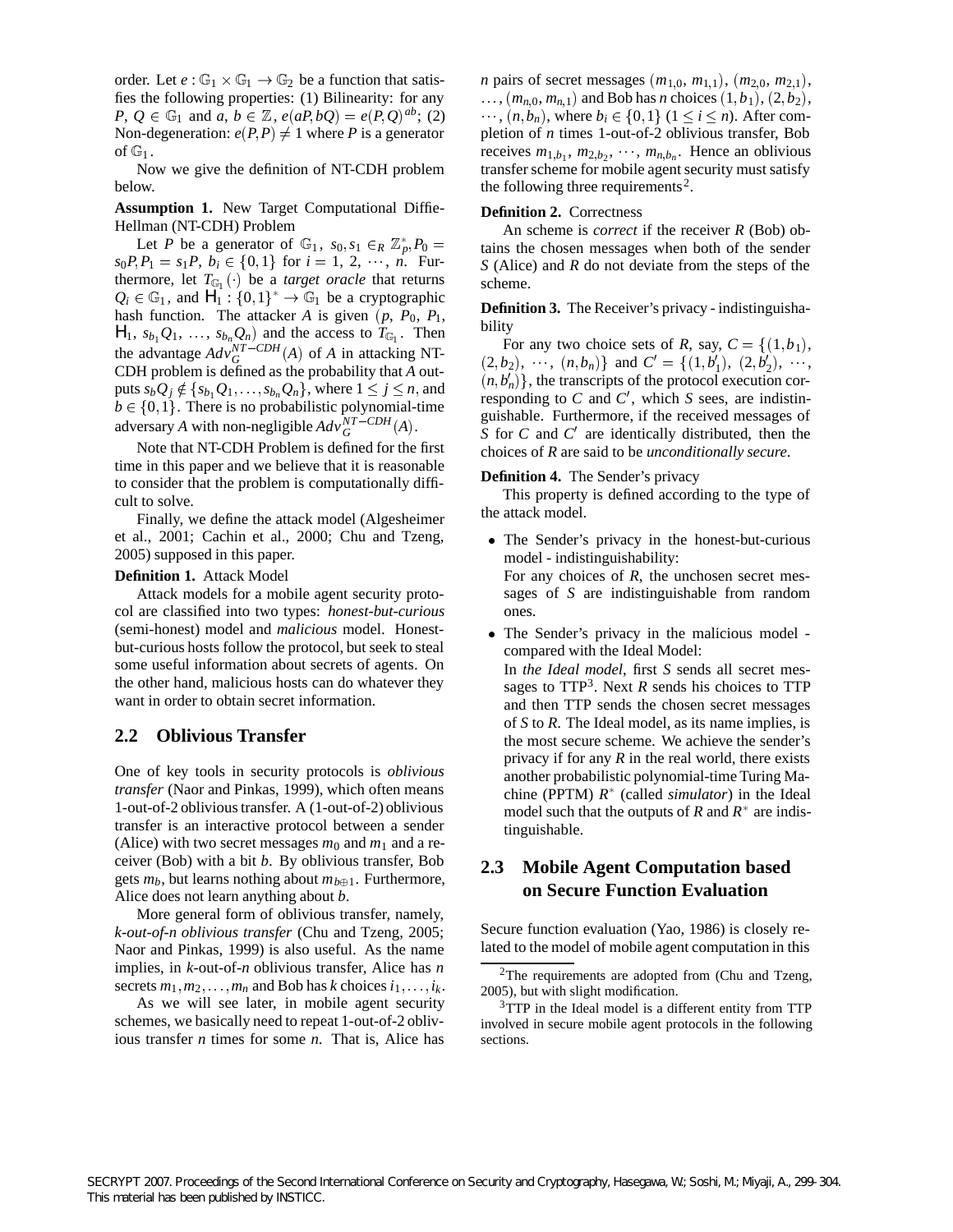order. Let $e : \mathbb{G}_1 \times \mathbb{G}_1 \rightarrow \mathbb{G}_2$ be a function that satisfies the following properties: (1) Bilinearity: for any $P, Q \in \mathbb{G}_1$ and $a, b \in \mathbb{Z}$, $e(aP, bQ) = e(P,Q)^{ab}$; (2) Non-degeneration: $e(P,P) \neq 1$ where $P$ is a generator of $\mathbb{G}_1$.

Now we give the definition of NT-CDH problem below.

**Assumption 1.** New Target Computational Diffie-Hellman (NT-CDH) Problem

Let $P$ be a generator of $\mathbb{G}_1$, $s_0, s_1 \in_R \mathbb{Z}_p^*, P_0 = s_0 P, P_1 = s_1 P$, $b_i \in \{0,1\}$ for $i = 1, 2, \cdots, n$. Furthermore, let $T_{\mathbb{G}_1}(\cdot)$ be a *target oracle* that returns $Q_i \in \mathbb{G}_1$, and $\mathsf{H}_1 : \{0,1\}^* \rightarrow \mathbb{G}_1$ be a cryptographic hash function. The attacker $A$ is given $(p, P_0, P_1, \mathsf{H}_1, s_{b_1}Q_1, \ldots, s_{b_n}Q_n)$ and the access to $T_{\mathbb{G}_1}$. Then the advantage $Adv_G^{NT-CDH}(A)$ of $A$ in attacking NT-CDH problem is defined as the probability that $A$ outputs $s_b Q_j \notin \{s_{b_1}Q_1, \ldots, s_{b_n}Q_n\}$, where $1 \leq j \leq n$, and $b \in \{0,1\}$. There is no probabilistic polynomial-time adversary $A$ with non-negligible $Adv_G^{NT-CDH}(A)$.

Note that NT-CDH Problem is defined for the first time in this paper and we believe that it is reasonable to consider that the problem is computationally difficult to solve.

Finally, we define the attack model (Algesheimer et al., 2001; Cachin et al., 2000; Chu and Tzeng, 2005) supposed in this paper.

**Definition 1.** Attack Model

Attack models for a mobile agent security protocol are classified into two types: *honest-but-curious* (semi-honest) model and *malicious* model. Honest-but-curious hosts follow the protocol, but seek to steal some useful information about secrets of agents. On the other hand, malicious hosts can do whatever they want in order to obtain secret information.

## 2.2 Oblivious Transfer

One of key tools in security protocols is *oblivious transfer* (Naor and Pinkas, 1999), which often means 1-out-of-2 oblivious transfer. A (1-out-of-2) oblivious transfer is an interactive protocol between a sender (Alice) with two secret messages $m_0$ and $m_1$ and a receiver (Bob) with a bit $b$. By oblivious transfer, Bob gets $m_b$, but learns nothing about $m_{b \oplus 1}$. Furthermore, Alice does not learn anything about $b$.

More general form of oblivious transfer, namely, *k-out-of-n oblivious transfer* (Chu and Tzeng, 2005; Naor and Pinkas, 1999) is also useful. As the name implies, in $k$-out-of-$n$ oblivious transfer, Alice has $n$ secrets $m_1, m_2, \ldots, m_n$ and Bob has $k$ choices $i_1, \ldots, i_k$.

As we will see later, in mobile agent security schemes, we basically need to repeat 1-out-of-2 oblivious transfer $n$ times for some $n$. That is, Alice has $n$ pairs of secret messages $(m_{1,0}, m_{1,1})$, $(m_{2,0}, m_{2,1})$, $\ldots$, $(m_{n,0}, m_{n,1})$ and Bob has $n$ choices $(1, b_1)$, $(2, b_2)$, $\cdots$, $(n, b_n)$, where $b_i \in \{0,1\}$ $(1 \leq i \leq n)$. After completion of $n$ times 1-out-of-2 oblivious transfer, Bob receives $m_{1,b_1}$, $m_{2,b_2}$, $\cdots$, $m_{n,b_n}$. Hence an oblivious transfer scheme for mobile agent security must satisfy the following three requirements[2].

**Definition 2.** Correctness

An scheme is *correct* if the receiver $R$ (Bob) obtains the chosen messages when both of the sender $S$ (Alice) and $R$ do not deviate from the steps of the scheme.

**Definition 3.** The Receiver's privacy - indistinguishability

For any two choice sets of $R$, say, $C = \{(1, b_1), (2, b_2), \cdots, (n, b_n)\}$ and $C' = \{(1, b_1'), (2, b_2'), \cdots, (n, b_n')\}$, the transcripts of the protocol execution corresponding to $C$ and $C'$, which $S$ sees, are indistinguishable. Furthermore, if the received messages of $S$ for $C$ and $C'$ are identically distributed, then the choices of $R$ are said to be *unconditionally secure*.

**Definition 4.** The Sender's privacy

This property is defined according to the type of the attack model.

- The Sender's privacy in the honest-but-curious model - indistinguishability:
  For any choices of $R$, the unchosen secret messages of $S$ are indistinguishable from random ones.
- The Sender's privacy in the malicious model - compared with the Ideal Model:
  In *the Ideal model*, first $S$ sends all secret messages to TTP[3]. Next $R$ sends his choices to TTP and then TTP sends the chosen secret messages of $S$ to $R$. The Ideal model, as its name implies, is the most secure scheme. We achieve the sender's privacy if for any $R$ in the real world, there exists another probabilistic polynomial-time Turing Machine (PPTM) $R^*$ (called *simulator*) in the Ideal model such that the outputs of $R$ and $R^*$ are indistinguishable.

## 2.3 Mobile Agent Computation based on Secure Function Evaluation

Secure function evaluation (Yao, 1986) is closely related to the model of mobile agent computation in this

[2]The requirements are adopted from (Chu and Tzeng, 2005), but with slight modification.

[3]TTP in the Ideal model is a different entity from TTP involved in secure mobile agent protocols in the following sections.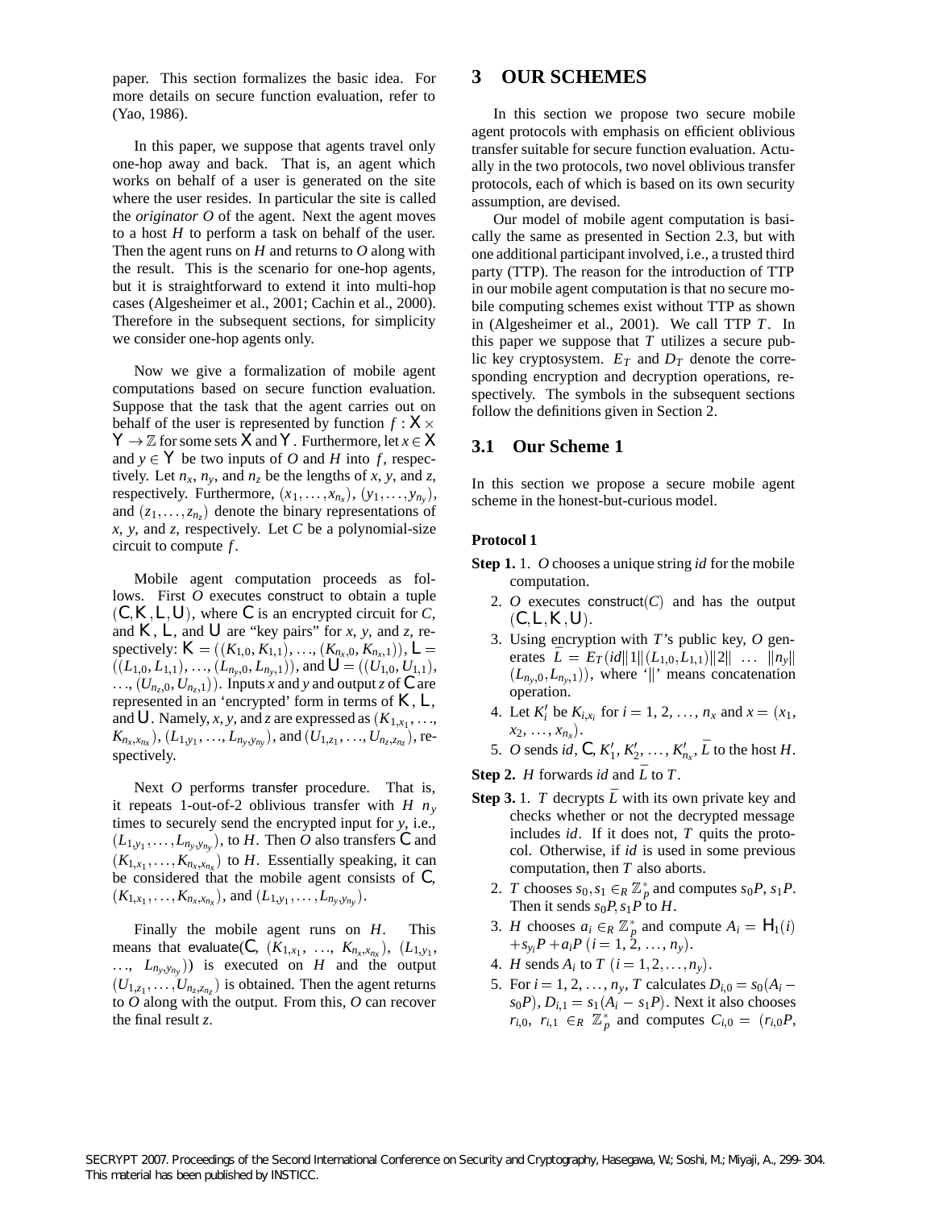paper. This section formalizes the basic idea. For more details on secure function evaluation, refer to (Yao, 1986).

In this paper, we suppose that agents travel only one-hop away and back. That is, an agent which works on behalf of a user is generated on the site where the user resides. In particular the site is called the *originator* $O$ of the agent. Next the agent moves to a host $H$ to perform a task on behalf of the user. Then the agent runs on $H$ and returns to $O$ along with the result. This is the scenario for one-hop agents, but it is straightforward to extend it into multi-hop cases (Algesheimer et al., 2001; Cachin et al., 2000). Therefore in the subsequent sections, for simplicity we consider one-hop agents only.

Now we give a formalization of mobile agent computations based on secure function evaluation. Suppose that the task that the agent carries out on behalf of the user is represented by function $f : \mathsf{X} \times \mathsf{Y} \to \mathbb{Z}$ for some sets $\mathsf{X}$ and $\mathsf{Y}$. Furthermore, let $x \in \mathsf{X}$ and $y \in \mathsf{Y}$ be two inputs of $O$ and $H$ into $f$, respectively. Let $n_x$, $n_y$, and $n_z$ be the lengths of $x$, $y$, and $z$, respectively. Furthermore, $(x_1, \ldots, x_{n_x})$, $(y_1, \ldots, y_{n_y})$, and $(z_1, \ldots, z_{n_z})$ denote the binary representations of $x$, $y$, and $z$, respectively. Let $C$ be a polynomial-size circuit to compute $f$.

Mobile agent computation proceeds as follows. First $O$ executes construct to obtain a tuple $(\mathsf{C}, \mathsf{K}, \mathsf{L}, \mathsf{U})$, where $\mathsf{C}$ is an encrypted circuit for $C$, and $\mathsf{K}$, $\mathsf{L}$, and $\mathsf{U}$ are "key pairs" for $x$, $y$, and $z$, respectively: $\mathsf{K} = ((K_{1,0}, K_{1,1}), \ldots, (K_{n_x,0}, K_{n_x,1}))$, $\mathsf{L} = ((L_{1,0}, L_{1,1}), \ldots, (L_{n_y,0}, L_{n_y,1}))$, and $\mathsf{U} = ((U_{1,0}, U_{1,1}), \ldots, (U_{n_z,0}, U_{n_z,1}))$. Inputs $x$ and $y$ and output $z$ of $\mathsf{C}$ are represented in an 'encrypted' form in terms of $\mathsf{K}$, $\mathsf{L}$, and $\mathsf{U}$. Namely, $x$, $y$, and $z$ are expressed as $(K_{1,x_1}, \ldots, K_{n_x,x_{n_x}})$, $(L_{1,y_1}, \ldots, L_{n_y,y_{n_y}})$, and $(U_{1,z_1}, \ldots, U_{n_z,z_{n_z}})$, respectively.

Next $O$ performs transfer procedure. That is, it repeats 1-out-of-2 oblivious transfer with $H$ $n_y$ times to securely send the encrypted input for $y$, i.e., $(L_{1,y_1}, \ldots, L_{n_y,y_{n_y}})$, to $H$. Then $O$ also transfers $\mathsf{C}$ and $(K_{1,x_1}, \ldots, K_{n_x,x_{n_x}})$ to $H$. Essentially speaking, it can be considered that the mobile agent consists of $\mathsf{C}$, $(K_{1,x_1}, \ldots, K_{n_x,x_{n_x}})$, and $(L_{1,y_1}, \ldots, L_{n_y,y_{n_y}})$.

Finally the mobile agent runs on $H$. This means that evaluate($\mathsf{C}$, $(K_{1,x_1}, \ldots, K_{n_x,x_{n_x}})$, $(L_{1,y_1}, \ldots, L_{n_y,y_{n_y}})$) is executed on $H$ and the output $(U_{1,z_1}, \ldots, U_{n_z,z_{n_z}})$ is obtained. Then the agent returns to $O$ along with the output. From this, $O$ can recover the final result $z$.

# 3 OUR SCHEMES

In this section we propose two secure mobile agent protocols with emphasis on efficient oblivious transfer suitable for secure function evaluation. Actually in the two protocols, two novel oblivious transfer protocols, each of which is based on its own security assumption, are devised.

Our model of mobile agent computation is basically the same as presented in Section 2.3, but with one additional participant involved, i.e., a trusted third party (TTP). The reason for the introduction of TTP in our mobile agent computation is that no secure mobile computing schemes exist without TTP as shown in (Algesheimer et al., 2001). We call TTP $T$. In this paper we suppose that $T$ utilizes a secure public key cryptosystem. $E_T$ and $D_T$ denote the corresponding encryption and decryption operations, respectively. The symbols in the subsequent sections follow the definitions given in Section 2.

## 3.1 Our Scheme 1

In this section we propose a secure mobile agent scheme in the honest-but-curious model.

**Protocol 1**

**Step 1.**
1. $O$ chooses a unique string *id* for the mobile computation.
2. $O$ executes construct($C$) and has the output $(\mathsf{C}, \mathsf{L}, \mathsf{K}, \mathsf{U})$.
3. Using encryption with $T$'s public key, $O$ generates $\bar{L} = E_T(id\|1\|(L_{1,0}, L_{1,1})\|2\| \ldots \|n_y\|(L_{n_y,0}, L_{n_y,1}))$, where '$\|$' means concatenation operation.
4. Let $K'_i$ be $K_{i,x_i}$ for $i = 1, 2, \ldots, n_x$ and $x = (x_1, x_2, \ldots, x_{n_x})$.
5. $O$ sends $id$, $\mathsf{C}$, $K'_1, K'_2, \ldots, K'_{n_x}, \bar{L}$ to the host $H$.

**Step 2.** $H$ forwards $id$ and $\bar{L}$ to $T$.

**Step 3.**
1. $T$ decrypts $\bar{L}$ with its own private key and checks whether or not the decrypted message includes *id*. If it does not, $T$ quits the protocol. Otherwise, if *id* is used in some previous computation, then $T$ also aborts.
2. $T$ chooses $s_0, s_1 \in_R \mathbb{Z}_p^*$ and computes $s_0P$, $s_1P$. Then it sends $s_0P, s_1P$ to $H$.
3. $H$ chooses $a_i \in_R \mathbb{Z}_p^*$ and compute $A_i = \mathsf{H}_1(i) + s_{y_i}P + a_iP$ $(i = 1, 2, \ldots, n_y)$.
4. $H$ sends $A_i$ to $T$ $(i = 1, 2, \ldots, n_y)$.
5. For $i = 1, 2, \ldots, n_y$, $T$ calculates $D_{i,0} = s_0(A_i - s_0P)$, $D_{i,1} = s_1(A_i - s_1P)$. Next it also chooses $r_{i,0}$, $r_{i,1} \in_R \mathbb{Z}_p^*$ and computes $C_{i,0} = (r_{i,0}P,$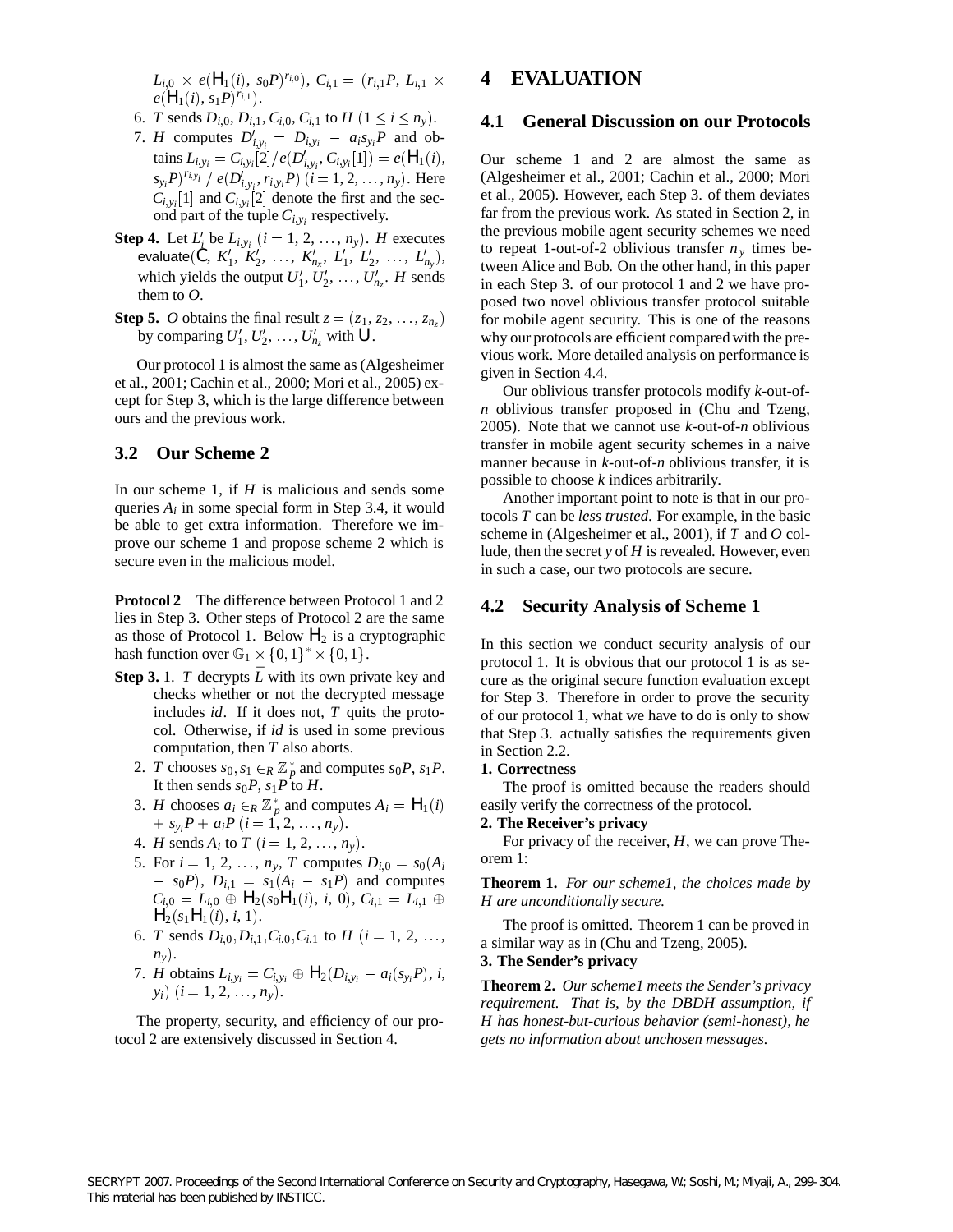$L_{i,0} \times e(\mathsf{H}_1(i),\, s_0P)^{r_{i,0}}$), $C_{i,1} = (r_{i,1}P,\, L_{i,1} \times e(\mathsf{H}_1(i),\, s_1P)^{r_{i,1}})$.

6. $T$ sends $D_{i,0}, D_{i,1}, C_{i,0}, C_{i,1}$ to $H$ $(1 \leq i \leq n_y)$.
7. $H$ computes $D'_{i,y_i} = D_{i,y_i} - a_i s_{y_i} P$ and obtains $L_{i,y_i} = C_{i,y_i}[2] / e(D'_{i,y_i}, C_{i,y_i}[1]) = e(\mathsf{H}_1(i),\, s_{y_i}P)^{r_{i,y_i}} \,/\, e(D'_{i,y_i}, r_{i,y_i}P)$ $(i = 1, 2, \ldots, n_y)$. Here $C_{i,y_i}[1]$ and $C_{i,y_i}[2]$ denote the first and the second part of the tuple $C_{i,y_i}$ respectively.

**Step 4.** Let $L'_i$ be $L_{i,y_i}$ $(i = 1, 2, \ldots, n_y)$. $H$ executes evaluate($\mathsf{C}$, $K'_1, K'_2, \ldots, K'_{n_x}, L'_1, L'_2, \ldots, L'_{n_y}$), which yields the output $U'_1, U'_2, \ldots, U'_{n_z}$. $H$ sends them to $O$.

**Step 5.** $O$ obtains the final result $z = (z_1, z_2, \ldots, z_{n_z})$ by comparing $U'_1, U'_2, \ldots, U'_{n_z}$ with $\mathsf{U}$.

Our protocol 1 is almost the same as (Algesheimer et al., 2001; Cachin et al., 2000; Mori et al., 2005) except for Step 3, which is the large difference between ours and the previous work.

## 3.2 Our Scheme 2

In our scheme 1, if $H$ is malicious and sends some queries $A_i$ in some special form in Step 3.4, it would be able to get extra information. Therefore we improve our scheme 1 and propose scheme 2 which is secure even in the malicious model.

**Protocol 2** The difference between Protocol 1 and 2 lies in Step 3. Other steps of Protocol 2 are the same as those of Protocol 1. Below $\mathsf{H}_2$ is a cryptographic hash function over $\mathbb{G}_1 \times \{0,1\}^* \times \{0,1\}$.

**Step 3.**
1. $T$ decrypts $\bar{L}$ with its own private key and checks whether or not the decrypted message includes *id*. If it does not, $T$ quits the protocol. Otherwise, if *id* is used in some previous computation, then $T$ also aborts.
2. $T$ chooses $s_0, s_1 \in_R \mathbb{Z}_p^*$ and computes $s_0P$, $s_1P$. It then sends $s_0P$, $s_1P$ to $H$.
3. $H$ chooses $a_i \in_R \mathbb{Z}_p^*$ and computes $A_i = \mathsf{H}_1(i) + s_{y_i}P + a_iP$ $(i = 1, 2, \ldots, n_y)$.
4. $H$ sends $A_i$ to $T$ $(i = 1, 2, \ldots, n_y)$.
5. For $i = 1, 2, \ldots, n_y$, $T$ computes $D_{i,0} = s_0(A_i - s_0P)$, $D_{i,1} = s_1(A_i - s_1P)$ and computes $C_{i,0} = L_{i,0} \oplus \mathsf{H}_2(s_0\mathsf{H}_1(i),\, i,\, 0)$, $C_{i,1} = L_{i,1} \oplus \mathsf{H}_2(s_1\mathsf{H}_1(i),\, i,\, 1)$.
6. $T$ sends $D_{i,0}, D_{i,1}, C_{i,0}, C_{i,1}$ to $H$ $(i = 1, 2, \ldots, n_y)$.
7. $H$ obtains $L_{i,y_i} = C_{i,y_i} \oplus \mathsf{H}_2(D_{i,y_i} - a_i(s_{y_i}P),\, i,\, y_i)$ $(i = 1, 2, \ldots, n_y)$.

The property, security, and efficiency of our protocol 2 are extensively discussed in Section 4.

# 4 EVALUATION

## 4.1 General Discussion on our Protocols

Our scheme 1 and 2 are almost the same as (Algesheimer et al., 2001; Cachin et al., 2000; Mori et al., 2005). However, each Step 3. of them deviates far from the previous work. As stated in Section 2, in the previous mobile agent security schemes we need to repeat 1-out-of-2 oblivious transfer $n_y$ times between Alice and Bob. On the other hand, in this paper in each Step 3. of our protocol 1 and 2 we have proposed two novel oblivious transfer protocol suitable for mobile agent security. This is one of the reasons why our protocols are efficient compared with the previous work. More detailed analysis on performance is given in Section 4.4.

Our oblivious transfer protocols modify *k*-out-of-*n* oblivious transfer proposed in (Chu and Tzeng, 2005). Note that we cannot use *k*-out-of-*n* oblivious transfer in mobile agent security schemes in a naive manner because in *k*-out-of-*n* oblivious transfer, it is possible to choose *k* indices arbitrarily.

Another important point to note is that in our protocols $T$ can be *less trusted*. For example, in the basic scheme in (Algesheimer et al., 2001), if $T$ and $O$ collude, then the secret $y$ of $H$ is revealed. However, even in such a case, our two protocols are secure.

## 4.2 Security Analysis of Scheme 1

In this section we conduct security analysis of our protocol 1. It is obvious that our protocol 1 is as secure as the original secure function evaluation except for Step 3. Therefore in order to prove the security of our protocol 1, what we have to do is only to show that Step 3. actually satisfies the requirements given in Section 2.2.

**1. Correctness**

The proof is omitted because the readers should easily verify the correctness of the protocol.

**2. The Receiver's privacy**

For privacy of the receiver, $H$, we can prove Theorem 1:

**Theorem 1.** *For our scheme1, the choices made by H are unconditionally secure.*

The proof is omitted. Theorem 1 can be proved in a similar way as in (Chu and Tzeng, 2005).

**3. The Sender's privacy**

**Theorem 2.** *Our scheme1 meets the Sender's privacy requirement. That is, by the DBDH assumption, if H has honest-but-curious behavior (semi-honest), he gets no information about unchosen messages.*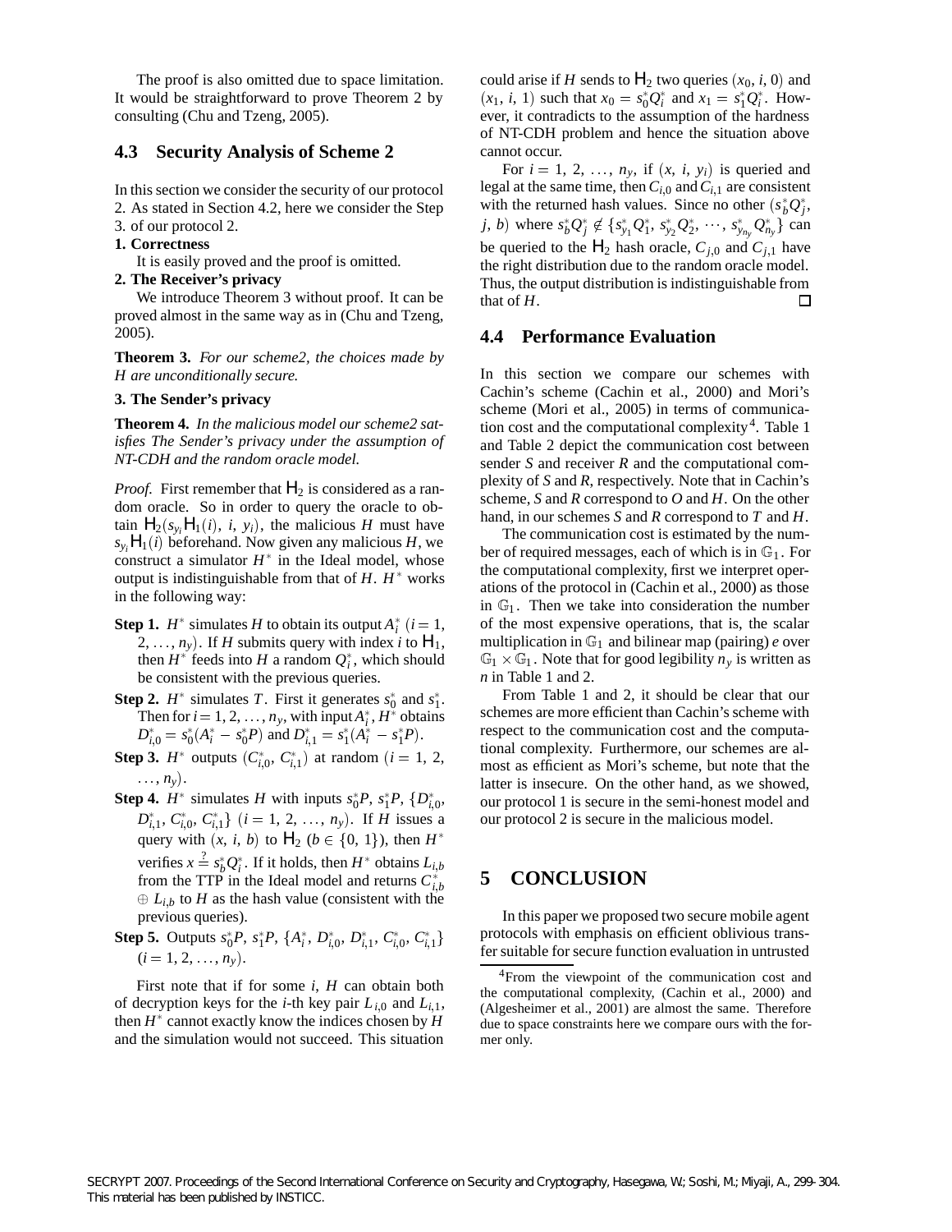The proof is also omitted due to space limitation. It would be straightforward to prove Theorem 2 by consulting (Chu and Tzeng, 2005).

### 4.3 Security Analysis of Scheme 2

In this section we consider the security of our protocol 2. As stated in Section 4.2, here we consider the Step 3. of our protocol 2.

**1. Correctness**

It is easily proved and the proof is omitted.

**2. The Receiver's privacy**

We introduce Theorem 3 without proof. It can be proved almost in the same way as in (Chu and Tzeng, 2005).

**Theorem 3.** *For our scheme2, the choices made by H are unconditionally secure.*

**3. The Sender's privacy**

**Theorem 4.** *In the malicious model our scheme2 satisfies The Sender's privacy under the assumption of NT-CDH and the random oracle model.*

*Proof.* First remember that $\mathsf{H}_2$ is considered as a random oracle. So in order to query the oracle to obtain $\mathsf{H}_2(s_{y_i}\mathsf{H}_1(i),\ i,\ y_i)$, the malicious $H$ must have $s_{y_i}\mathsf{H}_1(i)$ beforehand. Now given any malicious $H$, we construct a simulator $H^*$ in the Ideal model, whose output is indistinguishable from that of $H$. $H^*$ works in the following way:

- **Step 1.** $H^*$ simulates $H$ to obtain its output $A_i^*$ $(i = 1, 2, \dots, n_y)$. If $H$ submits query with index $i$ to $\mathsf{H}_1$, then $H^*$ feeds into $H$ a random $Q_i^*$, which should be consistent with the previous queries.
- **Step 2.** $H^*$ simulates $T$. First it generates $s_0^*$ and $s_1^*$. Then for $i = 1, 2, \dots, n_y$, with input $A_i^*$, $H^*$ obtains $D_{i,0}^* = s_0^*(A_i^* - s_0^*P)$ and $D_{i,1}^* = s_1^*(A_i^* - s_1^*P)$.
- **Step 3.** $H^*$ outputs $(C_{i,0}^*,\ C_{i,1}^*)$ at random $(i = 1, 2, \dots, n_y)$.
- **Step 4.** $H^*$ simulates $H$ with inputs $s_0^*P$, $s_1^*P$, $\{D_{i,0}^*, D_{i,1}^*, C_{i,0}^*, C_{i,1}^*\}$ $(i = 1, 2, \dots, n_y)$. If $H$ issues a query with $(x, i, b)$ to $\mathsf{H}_2$ $(b \in \{0, 1\})$, then $H^*$ verifies $x \stackrel{?}{=} s_b^*Q_i^*$. If it holds, then $H^*$ obtains $L_{i,b}$ from the TTP in the Ideal model and returns $C_{i,b}^* \oplus L_{i,b}$ to $H$ as the hash value (consistent with the previous queries).
- **Step 5.** Outputs $s_0^*P$, $s_1^*P$, $\{A_i^*, D_{i,0}^*, D_{i,1}^*, C_{i,0}^*, C_{i,1}^*\}$ $(i = 1, 2, \dots, n_y)$.

First note that if for some $i$, $H$ can obtain both of decryption keys for the $i$-th key pair $L_{i,0}$ and $L_{i,1}$, then $H^*$ cannot exactly know the indices chosen by $H$ and the simulation would not succeed. This situation could arise if $H$ sends to $\mathsf{H}_2$ two queries $(x_0, i, 0)$ and $(x_1, i, 1)$ such that $x_0 = s_0^*Q_i^*$ and $x_1 = s_1^*Q_i^*$. However, it contradicts to the assumption of the hardness of NT-CDH problem and hence the situation above cannot occur.

For $i = 1, 2, \dots, n_y$, if $(x, i, y_i)$ is queried and legal at the same time, then $C_{i,0}$ and $C_{i,1}$ are consistent with the returned hash values. Since no other $(s_b^*Q_j^*, j, b)$ where $s_b^*Q_j^* \notin \{s_{y_1}^*Q_1^*, s_{y_2}^*Q_2^*, \cdots, s_{y_{n_y}}^*Q_{n_y}^*\}$ can be queried to the $\mathsf{H}_2$ hash oracle, $C_{j,0}$ and $C_{j,1}$ have the right distribution due to the random oracle model. Thus, the output distribution is indistinguishable from that of $H$. □

### 4.4 Performance Evaluation

In this section we compare our schemes with Cachin's scheme (Cachin et al., 2000) and Mori's scheme (Mori et al., 2005) in terms of communication cost and the computational complexity[4]. Table 1 and Table 2 depict the communication cost between sender $S$ and receiver $R$ and the computational complexity of $S$ and $R$, respectively. Note that in Cachin's scheme, $S$ and $R$ correspond to $O$ and $H$. On the other hand, in our schemes $S$ and $R$ correspond to $T$ and $H$.

The communication cost is estimated by the number of required messages, each of which is in $\mathbb{G}_1$. For the computational complexity, first we interpret operations of the protocol in (Cachin et al., 2000) as those in $\mathbb{G}_1$. Then we take into consideration the number of the most expensive operations, that is, the scalar multiplication in $\mathbb{G}_1$ and bilinear map (pairing) $e$ over $\mathbb{G}_1 \times \mathbb{G}_1$. Note that for good legibility $n_y$ is written as $n$ in Table 1 and 2.

From Table 1 and 2, it should be clear that our schemes are more efficient than Cachin's scheme with respect to the communication cost and the computational complexity. Furthermore, our schemes are almost as efficient as Mori's scheme, but note that the latter is insecure. On the other hand, as we showed, our protocol 1 is secure in the semi-honest model and our protocol 2 is secure in the malicious model.

## 5 CONCLUSION

In this paper we proposed two secure mobile agent protocols with emphasis on efficient oblivious transfer suitable for secure function evaluation in untrusted

[4] From the viewpoint of the communication cost and the computational complexity, (Cachin et al., 2000) and (Algesheimer et al., 2001) are almost the same. Therefore due to space constraints here we compare ours with the former only.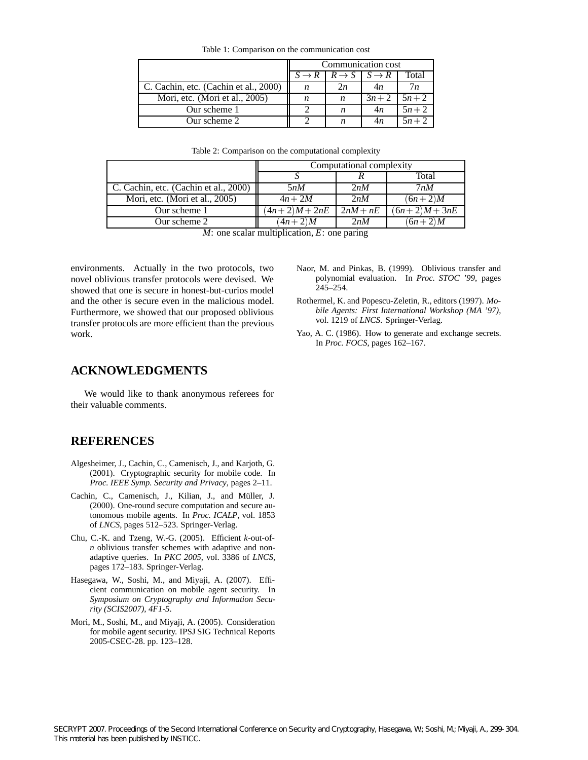Table 1: Comparison on the communication cost

| | Communication cost | | | |
|---|---|---|---|---|
| | $S \to R$ | $R \to S$ | $S \to R$ | Total |
| C. Cachin, etc. (Cachin et al., 2000) | $n$ | $2n$ | $4n$ | $7n$ |
| Mori, etc. (Mori et al., 2005) | $n$ | $n$ | $3n+2$ | $5n+2$ |
| Our scheme 1 | 2 | $n$ | $4n$ | $5n+2$ |
| Our scheme 2 | 2 | $n$ | $4n$ | $5n+2$ |

Table 2: Comparison on the computational complexity

| | Computational complexity | | |
|---|---|---|---|
| | $S$ | $R$ | Total |
| C. Cachin, etc. (Cachin et al., 2000) | $5nM$ | $2nM$ | $7nM$ |
| Mori, etc. (Mori et al., 2005) | $4n+2M$ | $2nM$ | $(6n+2)M$ |
| Our scheme 1 | $(4n+2)M+2nE$ | $2nM+nE$ | $(6n+2)M+3nE$ |
| Our scheme 2 | $(4n+2)M$ | $2nM$ | $(6n+2)M$ |

$M$: one scalar multiplication, $E$: one paring

environments. Actually in the two protocols, two novel oblivious transfer protocols were devised. We showed that one is secure in honest-but-curios model and the other is secure even in the malicious model. Furthermore, we showed that our proposed oblivious transfer protocols are more efficient than the previous work.

## ACKNOWLEDGMENTS

We would like to thank anonymous referees for their valuable comments.

## REFERENCES

Algesheimer, J., Cachin, C., Camenisch, J., and Karjoth, G. (2001). Cryptographic security for mobile code. In *Proc. IEEE Symp. Security and Privacy*, pages 2–11.

Cachin, C., Camenisch, J., Kilian, J., and Müller, J. (2000). One-round secure computation and secure autonomous mobile agents. In *Proc. ICALP*, vol. 1853 of *LNCS*, pages 512–523. Springer-Verlag.

Chu, C.-K. and Tzeng, W.-G. (2005). Efficient $k$-out-of-$n$ oblivious transfer schemes with adaptive and non-adaptive queries. In *PKC 2005*, vol. 3386 of *LNCS*, pages 172–183. Springer-Verlag.

Hasegawa, W., Soshi, M., and Miyaji, A. (2007). Efficient communication on mobile agent security. In *Symposium on Cryptography and Information Security (SCIS2007), 4F1-5*.

Mori, M., Soshi, M., and Miyaji, A. (2005). Consideration for mobile agent security. IPSJ SIG Technical Reports 2005-CSEC-28. pp. 123–128.

Naor, M. and Pinkas, B. (1999). Oblivious transfer and polynomial evaluation. In *Proc. STOC '99*, pages 245–254.

Rothermel, K. and Popescu-Zeletin, R., editors (1997). *Mobile Agents: First International Workshop (MA '97)*, vol. 1219 of *LNCS*. Springer-Verlag.

Yao, A. C. (1986). How to generate and exchange secrets. In *Proc. FOCS*, pages 162–167.

SECRYPT 2007. Proceedings of the Second International Conference on Security and Cryptography, Hasegawa, W.; Soshi, M.; Miyaji, A., 299-304. This material has been published by INSTICC.